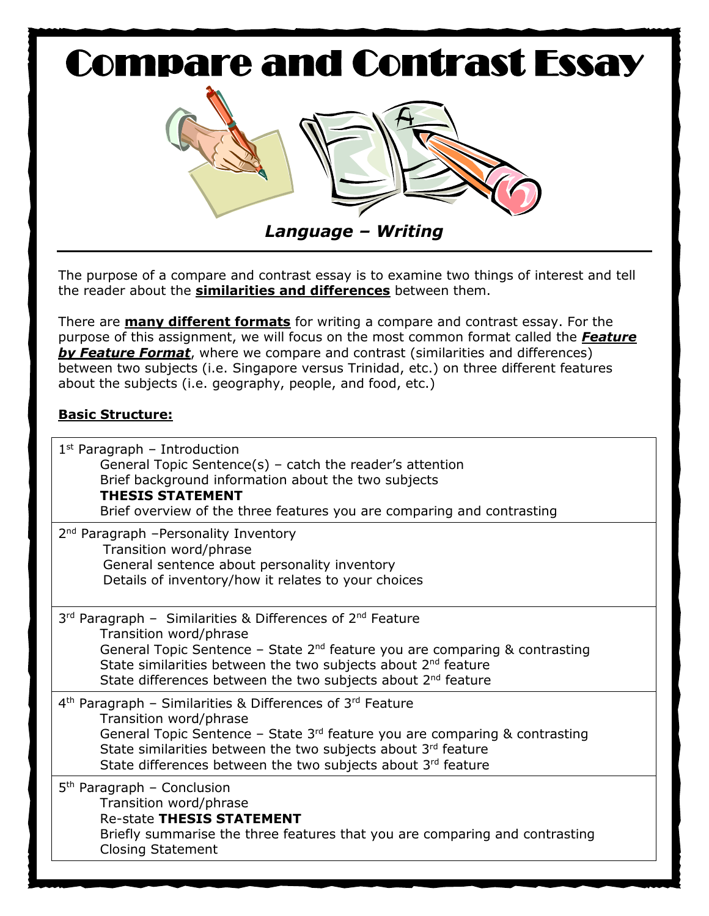# Compare and Contrast Essay

***Language – Writing***

The purpose of a compare and contrast essay is to examine two things of interest and tell the reader about the **similarities and differences** between them.

There are **many different formats** for writing a compare and contrast essay. For the purpose of this assignment, we will focus on the most common format called the ***Feature by Feature Format***, where we compare and contrast (similarities and differences) between two subjects (i.e. Singapore versus Trinidad, etc.) on three different features about the subjects (i.e. geography, people, and food, etc.)

## Basic Structure:

| |
|---|
| 1st Paragraph – Introduction<br>General Topic Sentence(s) – catch the reader's attention<br>Brief background information about the two subjects<br>**THESIS STATEMENT**<br>Brief overview of the three features you are comparing and contrasting |
| 2nd Paragraph –Personality Inventory<br>Transition word/phrase<br>General sentence about personality inventory<br>Details of inventory/how it relates to your choices |
| 3rd Paragraph – Similarities & Differences of 2nd Feature<br>Transition word/phrase<br>General Topic Sentence – State 2nd feature you are comparing & contrasting<br>State similarities between the two subjects about 2nd feature<br>State differences between the two subjects about 2nd feature |
| 4th Paragraph – Similarities & Differences of 3rd Feature<br>Transition word/phrase<br>General Topic Sentence – State 3rd feature you are comparing & contrasting<br>State similarities between the two subjects about 3rd feature<br>State differences between the two subjects about 3rd feature |
| 5th Paragraph – Conclusion<br>Transition word/phrase<br>Re-state **THESIS STATEMENT**<br>Briefly summarise the three features that you are comparing and contrasting<br>Closing Statement |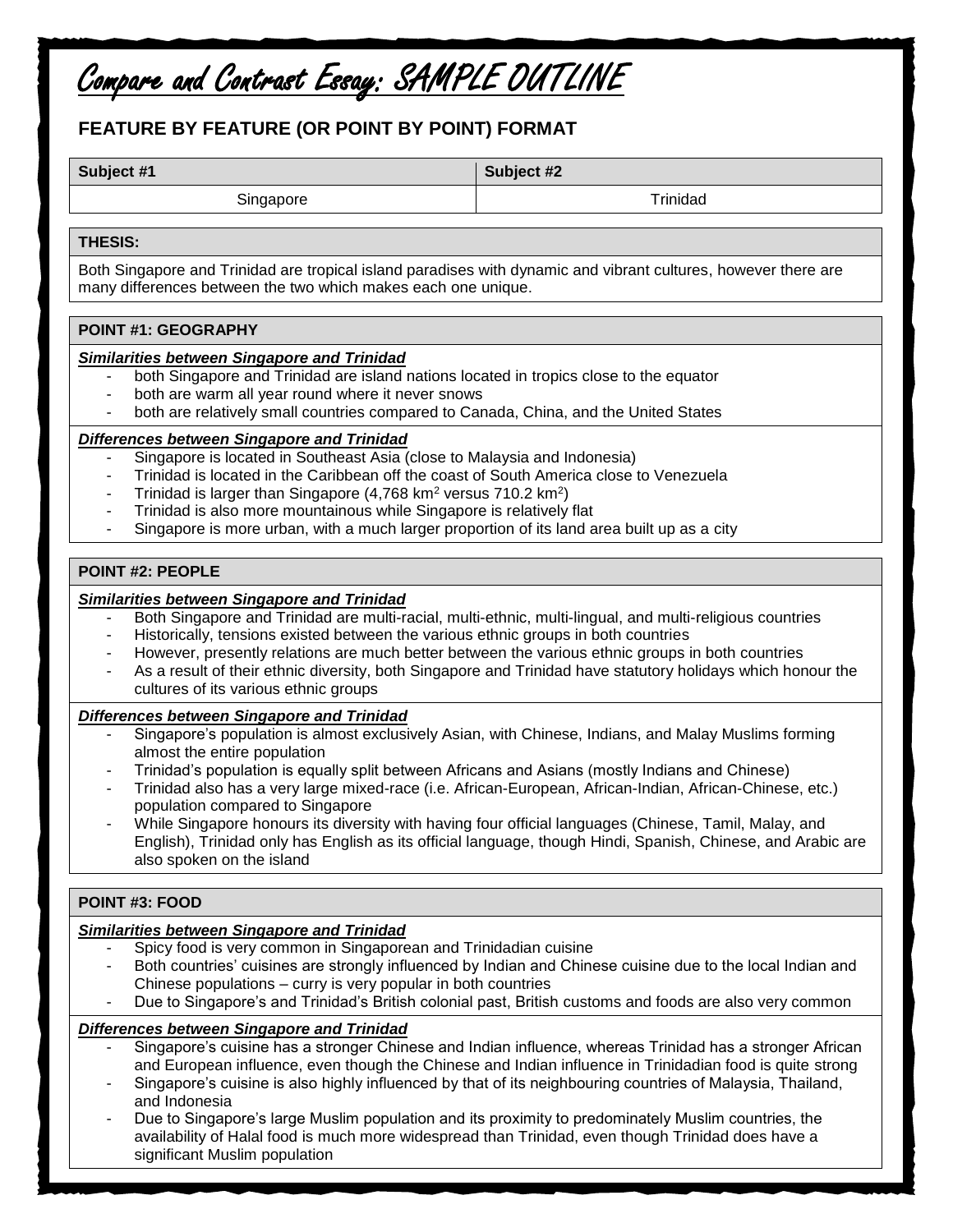# Compare and Contrast Essay: SAMPLE OUTLINE

## FEATURE BY FEATURE (OR POINT BY POINT) FORMAT

| Subject #1 | Subject #2 |
| --- | --- |
| Singapore | Trinidad |

**THESIS:**

Both Singapore and Trinidad are tropical island paradises with dynamic and vibrant cultures, however there are many differences between the two which makes each one unique.

### POINT #1: GEOGRAPHY

***Similarities between Singapore and Trinidad***

- both Singapore and Trinidad are island nations located in tropics close to the equator
- both are warm all year round where it never snows
- both are relatively small countries compared to Canada, China, and the United States

***Differences between Singapore and Trinidad***

- Singapore is located in Southeast Asia (close to Malaysia and Indonesia)
- Trinidad is located in the Caribbean off the coast of South America close to Venezuela
- Trinidad is larger than Singapore (4,768 $km^2$ versus 710.2 $km^2$)
- Trinidad is also more mountainous while Singapore is relatively flat
- Singapore is more urban, with a much larger proportion of its land area built up as a city

### POINT #2: PEOPLE

***Similarities between Singapore and Trinidad***

- Both Singapore and Trinidad are multi-racial, multi-ethnic, multi-lingual, and multi-religious countries
- Historically, tensions existed between the various ethnic groups in both countries
- However, presently relations are much better between the various ethnic groups in both countries
- As a result of their ethnic diversity, both Singapore and Trinidad have statutory holidays which honour the cultures of its various ethnic groups

***Differences between Singapore and Trinidad***

- Singapore's population is almost exclusively Asian, with Chinese, Indians, and Malay Muslims forming almost the entire population
- Trinidad's population is equally split between Africans and Asians (mostly Indians and Chinese)
- Trinidad also has a very large mixed-race (i.e. African-European, African-Indian, African-Chinese, etc.) population compared to Singapore
- While Singapore honours its diversity with having four official languages (Chinese, Tamil, Malay, and English), Trinidad only has English as its official language, though Hindi, Spanish, Chinese, and Arabic are also spoken on the island

### POINT #3: FOOD

***Similarities between Singapore and Trinidad***

- Spicy food is very common in Singaporean and Trinidadian cuisine
- Both countries' cuisines are strongly influenced by Indian and Chinese cuisine due to the local Indian and Chinese populations – curry is very popular in both countries
- Due to Singapore's and Trinidad's British colonial past, British customs and foods are also very common

***Differences between Singapore and Trinidad***

- Singapore's cuisine has a stronger Chinese and Indian influence, whereas Trinidad has a stronger African and European influence, even though the Chinese and Indian influence in Trinidadian food is quite strong
- Singapore's cuisine is also highly influenced by that of its neighbouring countries of Malaysia, Thailand, and Indonesia
- Due to Singapore's large Muslim population and its proximity to predominately Muslim countries, the availability of Halal food is much more widespread than Trinidad, even though Trinidad does have a significant Muslim population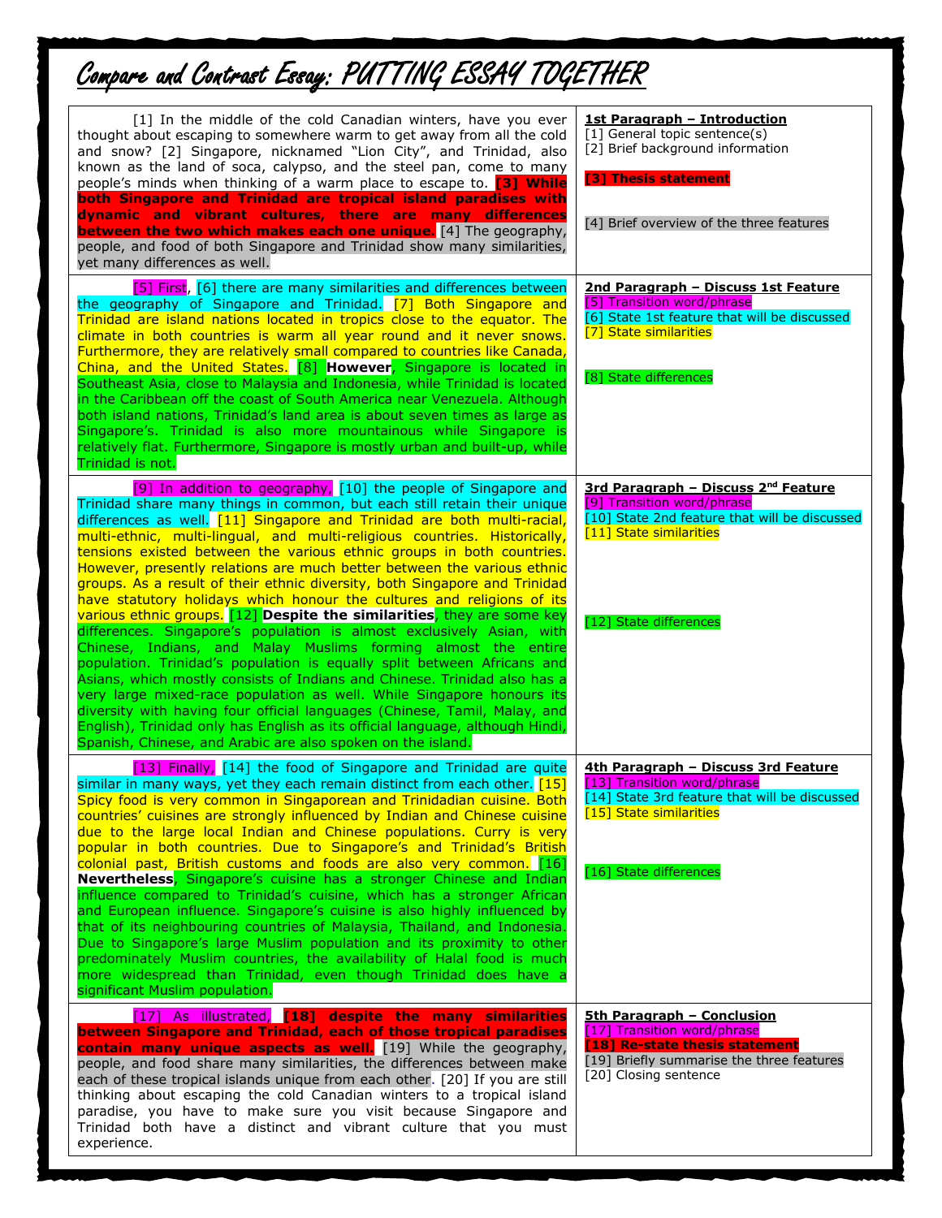# Compare and Contrast Essay: PUTTING ESSAY TOGETHER

| Essay | Structure |
|---|---|
| [1] In the middle of the cold Canadian winters, have you ever thought about escaping to somewhere warm to get away from all the cold and snow? [2] Singapore, nicknamed "Lion City", and Trinidad, also known as the land of soca, calypso, and the steel pan, come to many people's minds when thinking of a warm place to escape to. **[3] While both Singapore and Trinidad are tropical island paradises with dynamic and vibrant cultures, there are many differences between the two which makes each one unique.** [4] The geography, people, and food of both Singapore and Trinidad show many similarities, yet many differences as well. | **1st Paragraph – Introduction**<br>[1] General topic sentence(s)<br>[2] Brief background information<br>**[3] Thesis statement**<br>[4] Brief overview of the three features |
| [5] First, [6] there are many similarities and differences between the geography of Singapore and Trinidad. [7] Both Singapore and Trinidad are island nations located in tropics close to the equator. The climate in both countries is warm all year round and it never snows. Furthermore, they are relatively small compared to countries like Canada, China, and the United States. [8] **However**, Singapore is located in Southeast Asia, close to Malaysia and Indonesia, while Trinidad is located in the Caribbean off the coast of South America near Venezuela. Although both island nations, Trinidad's land area is about seven times as large as Singapore's. Trinidad is also more mountainous while Singapore is relatively flat. Furthermore, Singapore is mostly urban and built-up, while Trinidad is not. | **2nd Paragraph – Discuss 1st Feature**<br>[5] Transition word/phrase<br>[6] State 1st feature that will be discussed<br>[7] State similarities<br>[8] State differences |
| [9] In addition to geography, [10] the people of Singapore and Trinidad share many things in common, but each still retain their unique differences as well. [11] Singapore and Trinidad are both multi-racial, multi-ethnic, multi-lingual, and multi-religious countries. Historically, tensions existed between the various ethnic groups in both countries. However, presently relations are much better between the various ethnic groups. As a result of their ethnic diversity, both Singapore and Trinidad have statutory holidays which honour the cultures and religions of its various ethnic groups. [12] **Despite the similarities**, they are some key differences. Singapore's population is almost exclusively Asian, with Chinese, Indians, and Malay Muslims forming almost the entire population. Trinidad's population is equally split between Africans and Asians, which mostly consists of Indians and Chinese. Trinidad also has a very large mixed-race population as well. While Singapore honours its diversity with having four official languages (Chinese, Tamil, Malay, and English), Trinidad only has English as its official language, although Hindi, Spanish, Chinese, and Arabic are also spoken on the island. | **3rd Paragraph – Discuss 2nd Feature**<br>[9] Transition word/phrase<br>[10] State 2nd feature that will be discussed<br>[11] State similarities<br>[12] State differences |
| [13] Finally, [14] the food of Singapore and Trinidad are quite similar in many ways, yet they each remain distinct from each other. [15] Spicy food is very common in Singaporean and Trinidadian cuisine. Both countries' cuisines are strongly influenced by Indian and Chinese cuisine due to the large local Indian and Chinese populations. Curry is very popular in both countries. Due to Singapore's and Trinidad's British colonial past, British customs and foods are also very common. [16] **Nevertheless**, Singapore's cuisine has a stronger Chinese and Indian influence compared to Trinidad's cuisine, which has a stronger African and European influence. Singapore's cuisine is also highly influenced by that of its neighbouring countries of Malaysia, Thailand, and Indonesia. Due to Singapore's large Muslim population and its proximity to other predominately Muslim countries, the availability of Halal food is much more widespread than Trinidad, even though Trinidad does have a significant Muslim population. | **4th Paragraph – Discuss 3rd Feature**<br>[13] Transition word/phrase<br>[14] State 3rd feature that will be discussed<br>[15] State similarities<br>[16] State differences |
| [17] As illustrated, **[18] despite the many similarities between Singapore and Trinidad, each of those tropical paradises contain many unique aspects as well.** [19] While the geography, people, and food share many similarities, the differences between make each of these tropical islands unique from each other. [20] If you are still thinking about escaping the cold Canadian winters to a tropical island paradise, you have to make sure you visit because Singapore and Trinidad both have a distinct and vibrant culture that you must experience. | **5th Paragraph – Conclusion**<br>[17] Transition word/phrase<br>**[18] Re-state thesis statement**<br>[19] Briefly summarise the three features<br>[20] Closing sentence |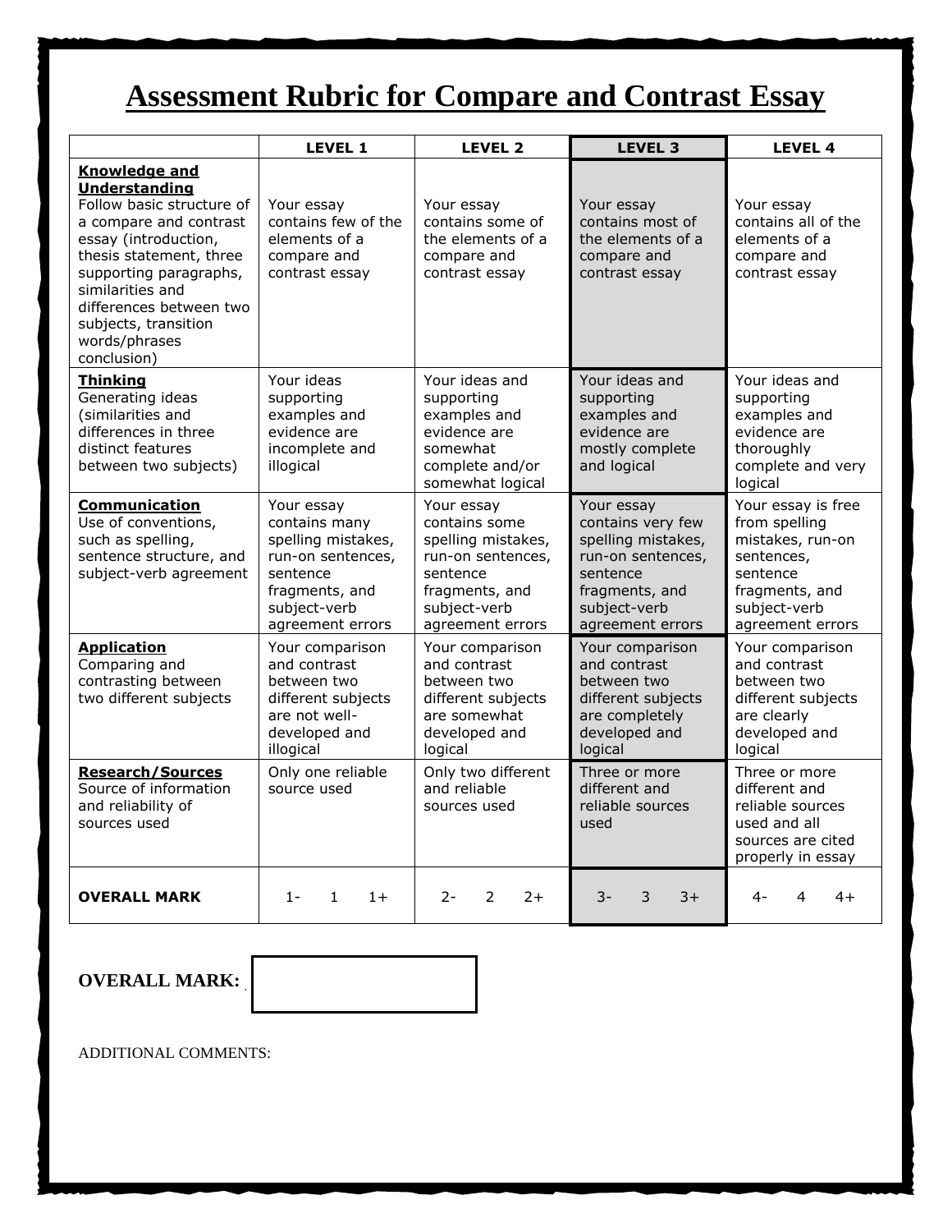# Assessment Rubric for Compare and Contrast Essay

| | LEVEL 1 | LEVEL 2 | LEVEL 3 | LEVEL 4 |
|---|---|---|---|---|
| **Knowledge and Understanding** Follow basic structure of a compare and contrast essay (introduction, thesis statement, three supporting paragraphs, similarities and differences between two subjects, transition words/phrases conclusion) | Your essay contains few of the elements of a compare and contrast essay | Your essay contains some of the elements of a compare and contrast essay | Your essay contains most of the elements of a compare and contrast essay | Your essay contains all of the elements of a compare and contrast essay |
| **Thinking** Generating ideas (similarities and differences in three distinct features between two subjects) | Your ideas supporting examples and evidence are incomplete and illogical | Your ideas and supporting examples and evidence are somewhat complete and/or somewhat logical | Your ideas and supporting examples and evidence are mostly complete and logical | Your ideas and supporting examples and evidence are thoroughly complete and very logical |
| **Communication** Use of conventions, such as spelling, sentence structure, and subject-verb agreement | Your essay contains many spelling mistakes, run-on sentences, sentence fragments, and subject-verb agreement errors | Your essay contains some spelling mistakes, run-on sentences, sentence fragments, and subject-verb agreement errors | Your essay contains very few spelling mistakes, run-on sentences, sentence fragments, and subject-verb agreement errors | Your essay is free from spelling mistakes, run-on sentences, sentence fragments, and subject-verb agreement errors |
| **Application** Comparing and contrasting between two different subjects | Your comparison and contrast between two different subjects are not well-developed and illogical | Your comparison and contrast between two different subjects are somewhat developed and logical | Your comparison and contrast between two different subjects are completely developed and logical | Your comparison and contrast between two different subjects are clearly developed and logical |
| **Research/Sources** Source of information and reliability of sources used | Only one reliable source used | Only two different and reliable sources used | Three or more different and reliable sources used | Three or more different and reliable sources used and all sources are cited properly in essay |
| **OVERALL MARK** | 1- 1 1+ | 2- 2 2+ | 3- 3 3+ | 4- 4 4+ |

**OVERALL MARK:**

ADDITIONAL COMMENTS: